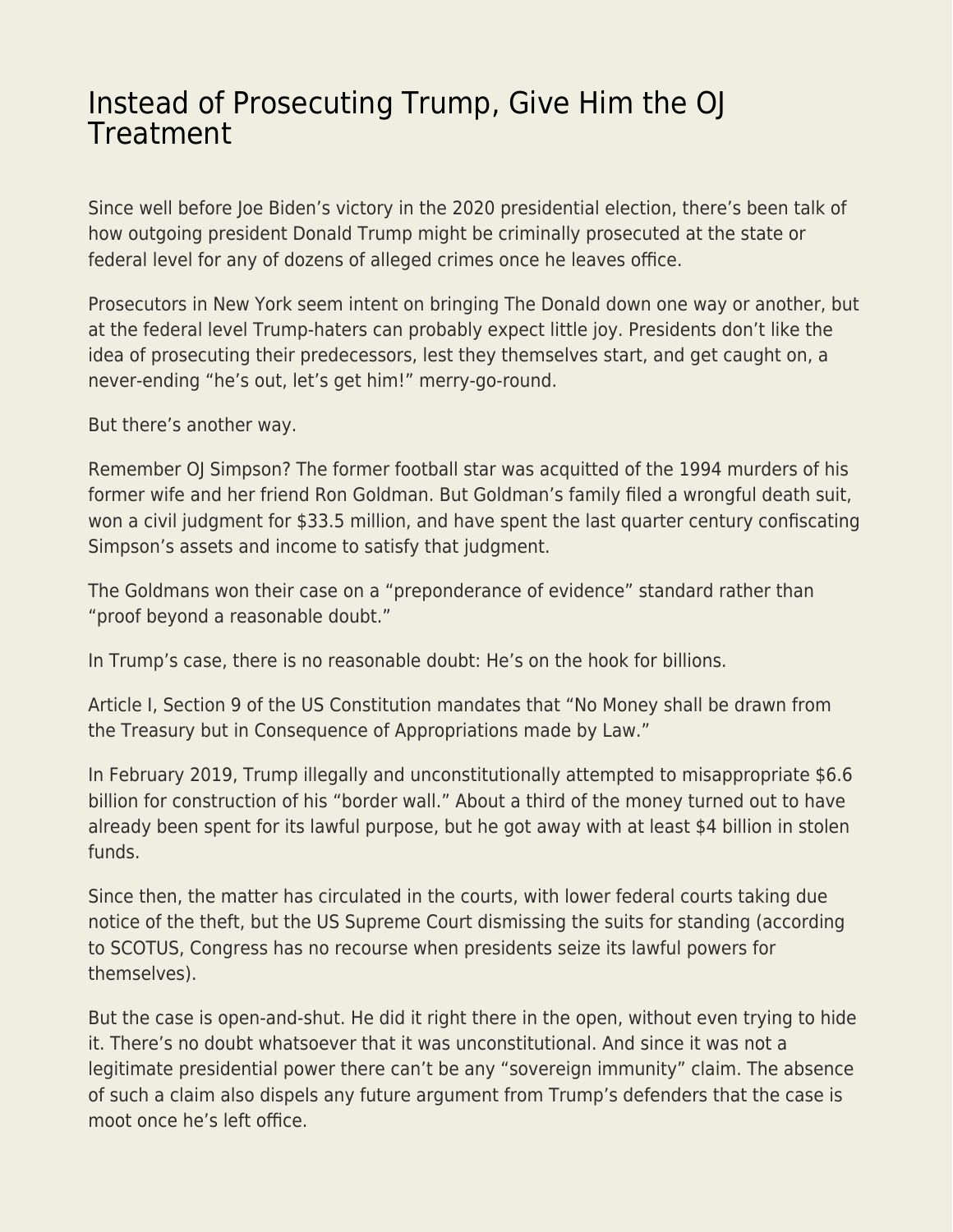# Instead of Prosecuting Trump, Give Him the OJ Treatment

Since well before Joe Biden's victory in the 2020 presidential election, there's been talk of how outgoing president Donald Trump might be criminally prosecuted at the state or federal level for any of dozens of alleged crimes once he leaves office.

Prosecutors in New York seem intent on bringing The Donald down one way or another, but at the federal level Trump-haters can probably expect little joy. Presidents don't like the idea of prosecuting their predecessors, lest they themselves start, and get caught on, a never-ending "he's out, let's get him!" merry-go-round.

But there's another way.

Remember OJ Simpson? The former football star was acquitted of the 1994 murders of his former wife and her friend Ron Goldman. But Goldman's family filed a wrongful death suit, won a civil judgment for $33.5 million, and have spent the last quarter century confiscating Simpson's assets and income to satisfy that judgment.

The Goldmans won their case on a "preponderance of evidence" standard rather than "proof beyond a reasonable doubt."

In Trump's case, there is no reasonable doubt: He's on the hook for billions.

Article I, Section 9 of the US Constitution mandates that "No Money shall be drawn from the Treasury but in Consequence of Appropriations made by Law."

In February 2019, Trump illegally and unconstitutionally attempted to misappropriate $6.6 billion for construction of his "border wall." About a third of the money turned out to have already been spent for its lawful purpose, but he got away with at least $4 billion in stolen funds.

Since then, the matter has circulated in the courts, with lower federal courts taking due notice of the theft, but the US Supreme Court dismissing the suits for standing (according to SCOTUS, Congress has no recourse when presidents seize its lawful powers for themselves).

But the case is open-and-shut. He did it right there in the open, without even trying to hide it. There's no doubt whatsoever that it was unconstitutional. And since it was not a legitimate presidential power there can't be any "sovereign immunity" claim. The absence of such a claim also dispels any future argument from Trump's defenders that the case is moot once he's left office.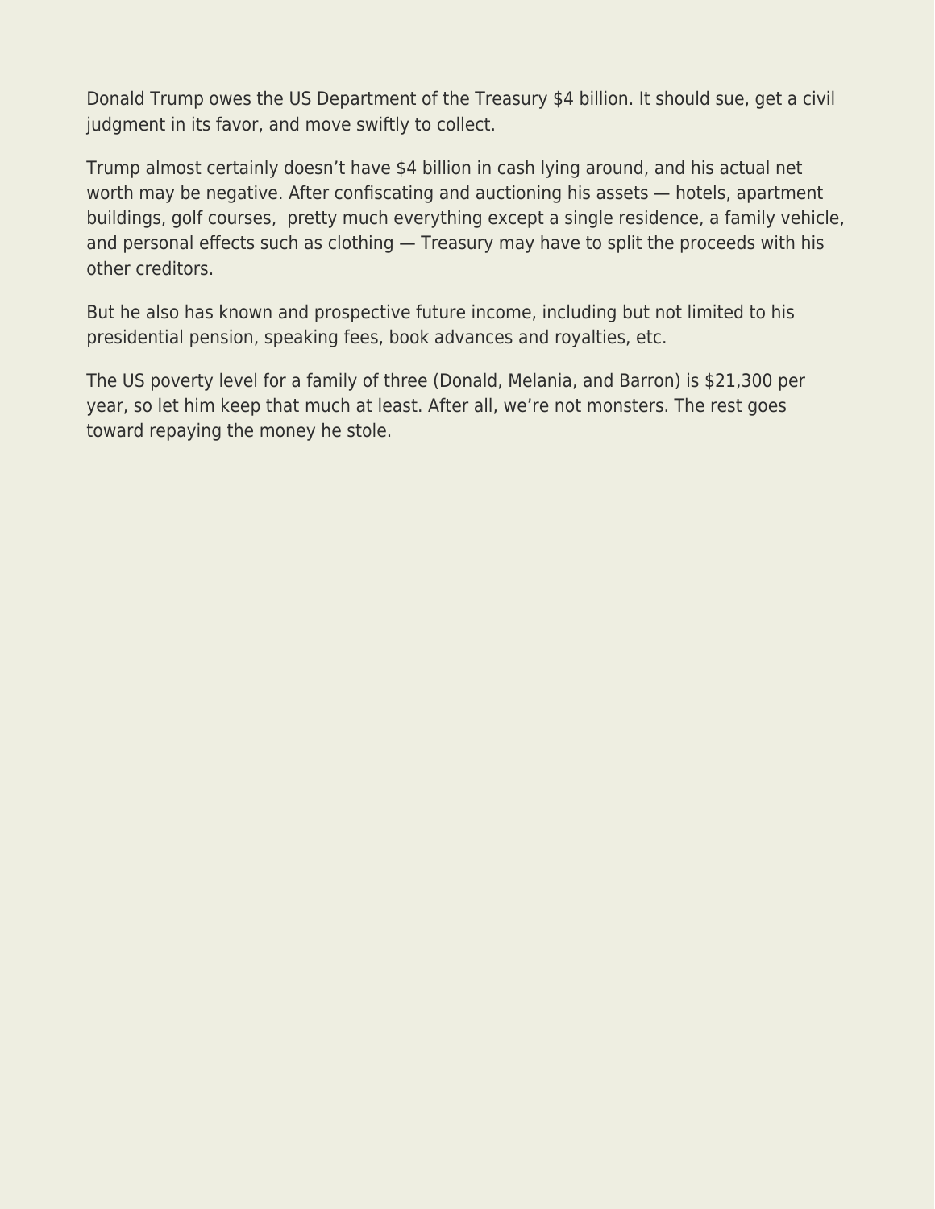Donald Trump owes the US Department of the Treasury $4 billion. It should sue, get a civil judgment in its favor, and move swiftly to collect.

Trump almost certainly doesn't have $4 billion in cash lying around, and his actual net worth may be negative. After confiscating and auctioning his assets — hotels, apartment buildings, golf courses,  pretty much everything except a single residence, a family vehicle, and personal effects such as clothing — Treasury may have to split the proceeds with his other creditors.

But he also has known and prospective future income, including but not limited to his presidential pension, speaking fees, book advances and royalties, etc.

The US poverty level for a family of three (Donald, Melania, and Barron) is $21,300 per year, so let him keep that much at least. After all, we're not monsters. The rest goes toward repaying the money he stole.